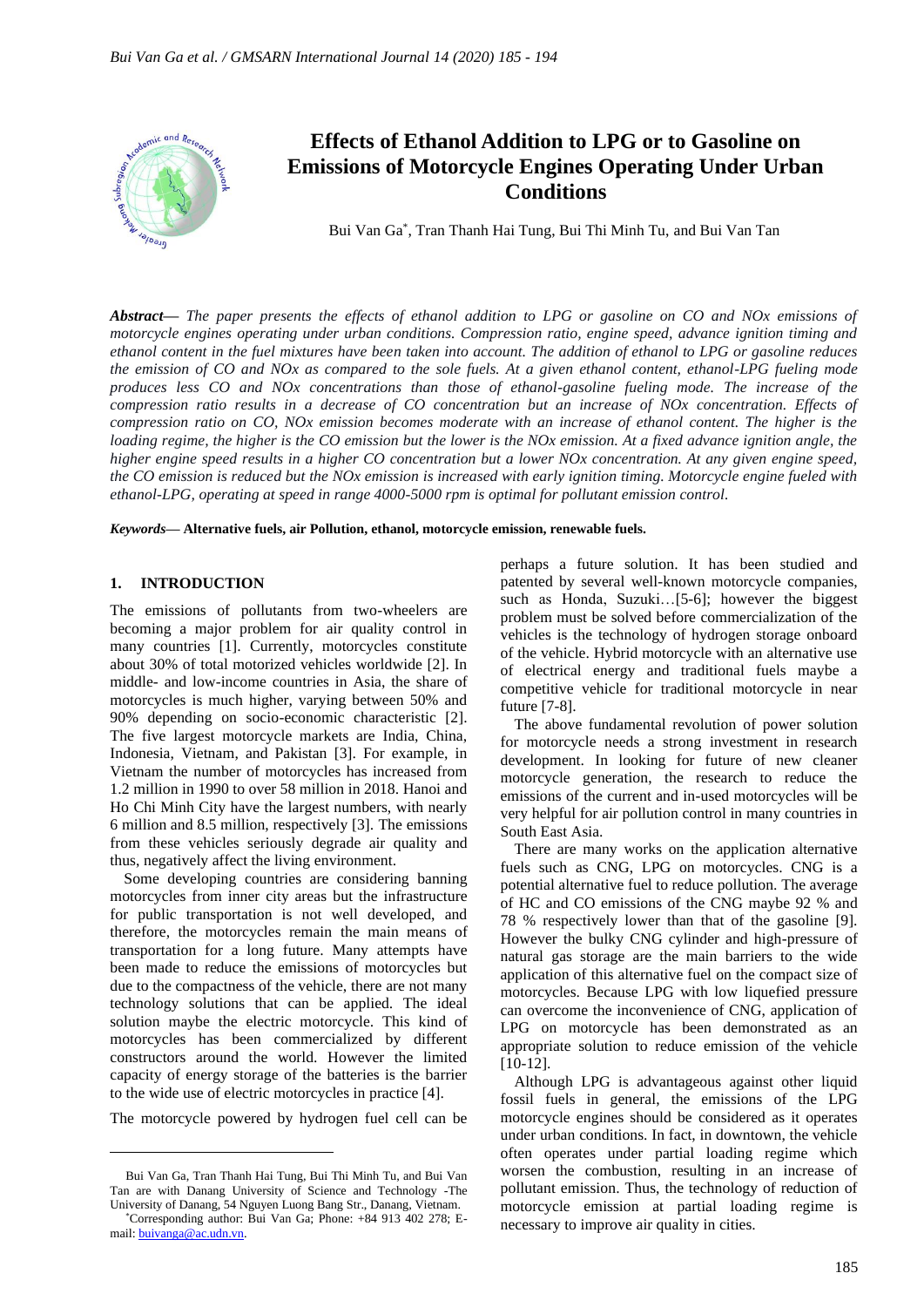# Effects of Ethanol Addition to LPG or to Gasoline on Emissions of Motorcycle Engines Operating Under Urban Conditions

Bui Van Ga*, Tran Thanh Hai Tung, Bui Thi Minh Tu, and Bui Van Tan

***Abstract***— *The paper presents the effects of ethanol addition to LPG or gasoline on CO and NOx emissions of motorcycle engines operating under urban conditions. Compression ratio, engine speed, advance ignition timing and ethanol content in the fuel mixtures have been taken into account. The addition of ethanol to LPG or gasoline reduces the emission of CO and NOx as compared to the sole fuels. At a given ethanol content, ethanol-LPG fueling mode produces less CO and NOx concentrations than those of ethanol-gasoline fueling mode. The increase of the compression ratio results in a decrease of CO concentration but an increase of NOx concentration. Effects of compression ratio on CO, NOx emission becomes moderate with an increase of ethanol content. The higher is the loading regime, the higher is the CO emission but the lower is the NOx emission. At a fixed advance ignition angle, the higher engine speed results in a higher CO concentration but a lower NOx concentration. At any given engine speed, the CO emission is reduced but the NOx emission is increased with early ignition timing. Motorcycle engine fueled with ethanol-LPG, operating at speed in range 4000-5000 rpm is optimal for pollutant emission control.*

***Keywords*— Alternative fuels, air Pollution, ethanol, motorcycle emission, renewable fuels.**

## 1. INTRODUCTION

The emissions of pollutants from two-wheelers are becoming a major problem for air quality control in many countries [1]. Currently, motorcycles constitute about 30% of total motorized vehicles worldwide [2]. In middle- and low-income countries in Asia, the share of motorcycles is much higher, varying between 50% and 90% depending on socio-economic characteristic [2]. The five largest motorcycle markets are India, China, Indonesia, Vietnam, and Pakistan [3]. For example, in Vietnam the number of motorcycles has increased from 1.2 million in 1990 to over 58 million in 2018. Hanoi and Ho Chi Minh City have the largest numbers, with nearly 6 million and 8.5 million, respectively [3]. The emissions from these vehicles seriously degrade air quality and thus, negatively affect the living environment.

Some developing countries are considering banning motorcycles from inner city areas but the infrastructure for public transportation is not well developed, and therefore, the motorcycles remain the main means of transportation for a long future. Many attempts have been made to reduce the emissions of motorcycles but due to the compactness of the vehicle, there are not many technology solutions that can be applied. The ideal solution maybe the electric motorcycle. This kind of motorcycles has been commercialized by different constructors around the world. However the limited capacity of energy storage of the batteries is the barrier to the wide use of electric motorcycles in practice [4].

The motorcycle powered by hydrogen fuel cell can be perhaps a future solution. It has been studied and patented by several well-known motorcycle companies, such as Honda, Suzuki…[5-6]; however the biggest problem must be solved before commercialization of the vehicles is the technology of hydrogen storage onboard of the vehicle. Hybrid motorcycle with an alternative use of electrical energy and traditional fuels maybe a competitive vehicle for traditional motorcycle in near future [7-8].

The above fundamental revolution of power solution for motorcycle needs a strong investment in research development. In looking for future of new cleaner motorcycle generation, the research to reduce the emissions of the current and in-used motorcycles will be very helpful for air pollution control in many countries in South East Asia.

There are many works on the application alternative fuels such as CNG, LPG on motorcycles. CNG is a potential alternative fuel to reduce pollution. The average of HC and CO emissions of the CNG maybe 92 % and 78 % respectively lower than that of the gasoline [9]. However the bulky CNG cylinder and high-pressure of natural gas storage are the main barriers to the wide application of this alternative fuel on the compact size of motorcycles. Because LPG with low liquefied pressure can overcome the inconvenience of CNG, application of LPG on motorcycle has been demonstrated as an appropriate solution to reduce emission of the vehicle [10-12].

Although LPG is advantageous against other liquid fossil fuels in general, the emissions of the LPG motorcycle engines should be considered as it operates under urban conditions. In fact, in downtown, the vehicle often operates under partial loading regime which worsen the combustion, resulting in an increase of pollutant emission. Thus, the technology of reduction of motorcycle emission at partial loading regime is necessary to improve air quality in cities.

---

Bui Van Ga, Tran Thanh Hai Tung, Bui Thi Minh Tu, and Bui Van Tan are with Danang University of Science and Technology -The University of Danang, 54 Nguyen Luong Bang Str., Danang, Vietnam.

*Corresponding author: Bui Van Ga; Phone: +84 913 402 278; E-mail: buivanga@ac.udn.vn.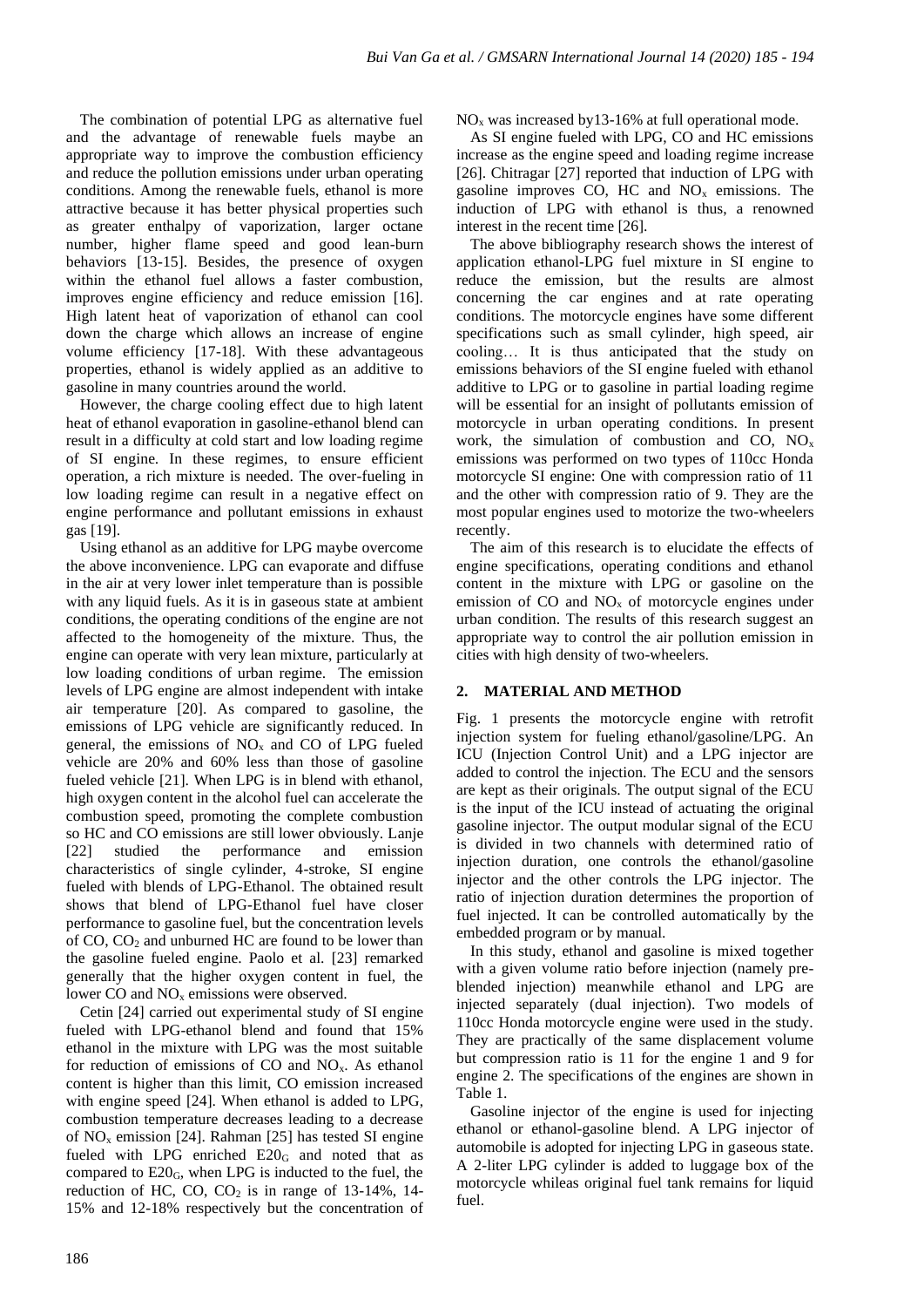The combination of potential LPG as alternative fuel and the advantage of renewable fuels maybe an appropriate way to improve the combustion efficiency and reduce the pollution emissions under urban operating conditions. Among the renewable fuels, ethanol is more attractive because it has better physical properties such as greater enthalpy of vaporization, larger octane number, higher flame speed and good lean-burn behaviors [13-15]. Besides, the presence of oxygen within the ethanol fuel allows a faster combustion, improves engine efficiency and reduce emission [16]. High latent heat of vaporization of ethanol can cool down the charge which allows an increase of engine volume efficiency [17-18]. With these advantageous properties, ethanol is widely applied as an additive to gasoline in many countries around the world.

However, the charge cooling effect due to high latent heat of ethanol evaporation in gasoline-ethanol blend can result in a difficulty at cold start and low loading regime of SI engine. In these regimes, to ensure efficient operation, a rich mixture is needed. The over-fueling in low loading regime can result in a negative effect on engine performance and pollutant emissions in exhaust gas [19].

Using ethanol as an additive for LPG maybe overcome the above inconvenience. LPG can evaporate and diffuse in the air at very lower inlet temperature than is possible with any liquid fuels. As it is in gaseous state at ambient conditions, the operating conditions of the engine are not affected to the homogeneity of the mixture. Thus, the engine can operate with very lean mixture, particularly at low loading conditions of urban regime. The emission levels of LPG engine are almost independent with intake air temperature [20]. As compared to gasoline, the emissions of LPG vehicle are significantly reduced. In general, the emissions of $NO_x$ and CO of LPG fueled vehicle are 20% and 60% less than those of gasoline fueled vehicle [21]. When LPG is in blend with ethanol, high oxygen content in the alcohol fuel can accelerate the combustion speed, promoting the complete combustion so HC and CO emissions are still lower obviously. Lanje [22] studied the performance and emission characteristics of single cylinder, 4-stroke, SI engine fueled with blends of LPG-Ethanol. The obtained result shows that blend of LPG-Ethanol fuel have closer performance to gasoline fuel, but the concentration levels of CO, $CO_2$ and unburned HC are found to be lower than the gasoline fueled engine. Paolo et al. [23] remarked generally that the higher oxygen content in fuel, the lower CO and $NO_x$ emissions were observed.

Cetin [24] carried out experimental study of SI engine fueled with LPG-ethanol blend and found that 15% ethanol in the mixture with LPG was the most suitable for reduction of emissions of CO and $NO_x$. As ethanol content is higher than this limit, CO emission increased with engine speed [24]. When ethanol is added to LPG, combustion temperature decreases leading to a decrease of $NO_x$ emission [24]. Rahman [25] has tested SI engine fueled with LPG enriched $E20_G$ and noted that as compared to $E20_G$, when LPG is inducted to the fuel, the reduction of HC, CO, $CO_2$ is in range of 13-14%, 14-15% and 12-18% respectively but the concentration of $NO_x$ was increased by13-16% at full operational mode.

As SI engine fueled with LPG, CO and HC emissions increase as the engine speed and loading regime increase [26]. Chitragar [27] reported that induction of LPG with gasoline improves CO, HC and $NO_x$ emissions. The induction of LPG with ethanol is thus, a renowned interest in the recent time [26].

The above bibliography research shows the interest of application ethanol-LPG fuel mixture in SI engine to reduce the emission, but the results are almost concerning the car engines and at rate operating conditions. The motorcycle engines have some different specifications such as small cylinder, high speed, air cooling… It is thus anticipated that the study on emissions behaviors of the SI engine fueled with ethanol additive to LPG or to gasoline in partial loading regime will be essential for an insight of pollutants emission of motorcycle in urban operating conditions. In present work, the simulation of combustion and CO, $NO_x$ emissions was performed on two types of 110cc Honda motorcycle SI engine: One with compression ratio of 11 and the other with compression ratio of 9. They are the most popular engines used to motorize the two-wheelers recently.

The aim of this research is to elucidate the effects of engine specifications, operating conditions and ethanol content in the mixture with LPG or gasoline on the emission of CO and $NO_x$ of motorcycle engines under urban condition. The results of this research suggest an appropriate way to control the air pollution emission in cities with high density of two-wheelers.

## 2. MATERIAL AND METHOD

Fig. 1 presents the motorcycle engine with retrofit injection system for fueling ethanol/gasoline/LPG. An ICU (Injection Control Unit) and a LPG injector are added to control the injection. The ECU and the sensors are kept as their originals. The output signal of the ECU is the input of the ICU instead of actuating the original gasoline injector. The output modular signal of the ECU is divided in two channels with determined ratio of injection duration, one controls the ethanol/gasoline injector and the other controls the LPG injector. The ratio of injection duration determines the proportion of fuel injected. It can be controlled automatically by the embedded program or by manual.

In this study, ethanol and gasoline is mixed together with a given volume ratio before injection (namely pre-blended injection) meanwhile ethanol and LPG are injected separately (dual injection). Two models of 110cc Honda motorcycle engine were used in the study. They are practically of the same displacement volume but compression ratio is 11 for the engine 1 and 9 for engine 2. The specifications of the engines are shown in Table 1.

Gasoline injector of the engine is used for injecting ethanol or ethanol-gasoline blend. A LPG injector of automobile is adopted for injecting LPG in gaseous state. A 2-liter LPG cylinder is added to luggage box of the motorcycle whileas original fuel tank remains for liquid fuel.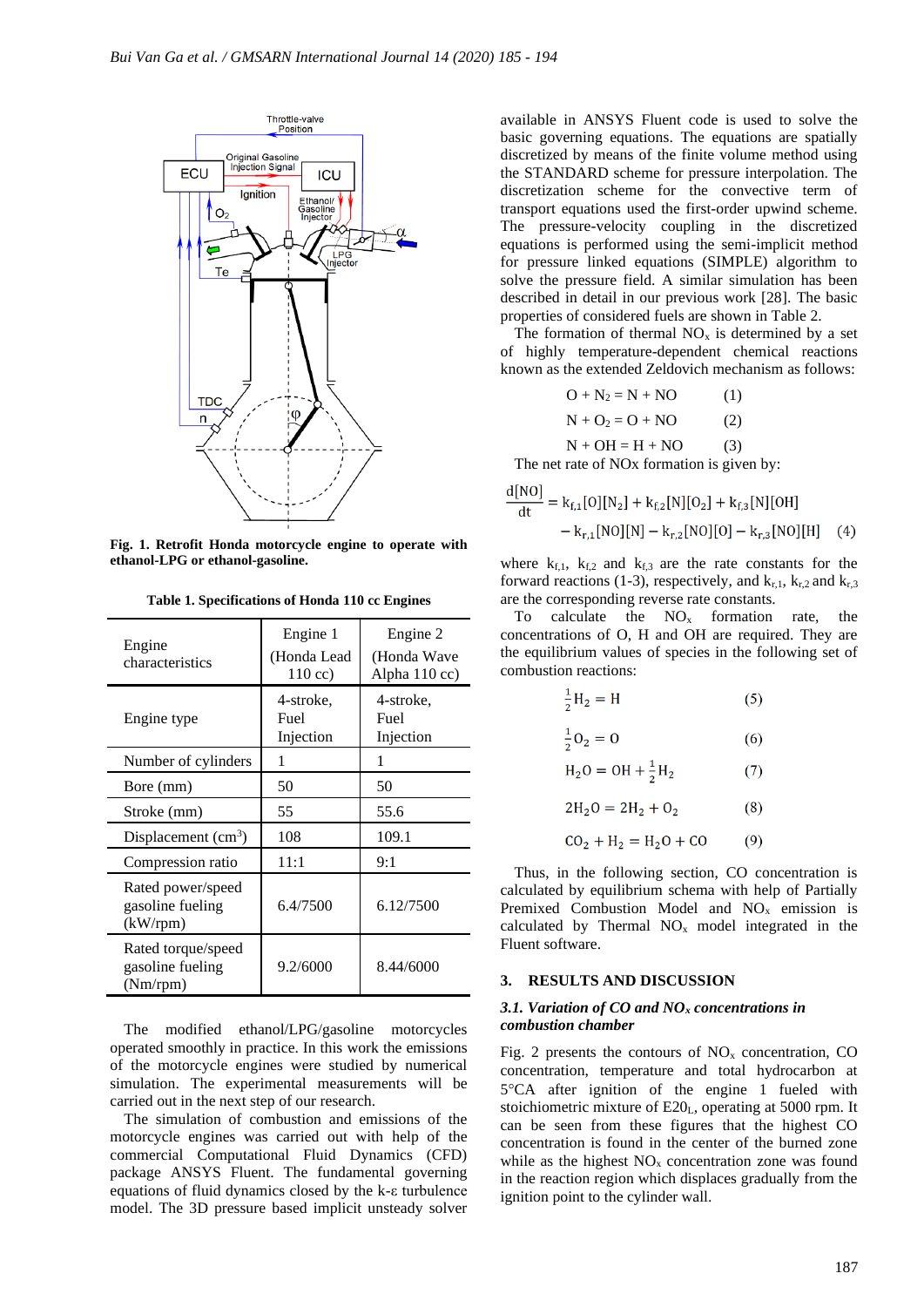Throttle-valve Position
ECU
Original Gasoline Injection Signal
ICU
Ignition
$O_2$
Ethanol/ Gasoline Injector
α
LPG Injector
Te
TDC
n
φ

**Fig. 1. Retrofit Honda motorcycle engine to operate with ethanol-LPG or ethanol-gasoline.**

**Table 1. Specifications of Honda 110 cc Engines**

| Engine characteristics | Engine 1 (Honda Lead 110 cc) | Engine 2 (Honda Wave Alpha 110 cc) |
|---|---|---|
| Engine type | 4-stroke, Fuel Injection | 4-stroke, Fuel Injection |
| Number of cylinders | 1 | 1 |
| Bore (mm) | 50 | 50 |
| Stroke (mm) | 55 | 55.6 |
| Displacement ($cm^3$) | 108 | 109.1 |
| Compression ratio | 11:1 | 9:1 |
| Rated power/speed gasoline fueling (kW/rpm) | 6.4/7500 | 6.12/7500 |
| Rated torque/speed gasoline fueling (Nm/rpm) | 9.2/6000 | 8.44/6000 |

The modified ethanol/LPG/gasoline motorcycles operated smoothly in practice. In this work the emissions of the motorcycle engines were studied by numerical simulation. The experimental measurements will be carried out in the next step of our research.

The simulation of combustion and emissions of the motorcycle engines was carried out with help of the commercial Computational Fluid Dynamics (CFD) package ANSYS Fluent. The fundamental governing equations of fluid dynamics closed by the k-ε turbulence model. The 3D pressure based implicit unsteady solver available in ANSYS Fluent code is used to solve the basic governing equations. The equations are spatially discretized by means of the finite volume method using the STANDARD scheme for pressure interpolation. The discretization scheme for the convective term of transport equations used the first-order upwind scheme. The pressure-velocity coupling in the discretized equations is performed using the semi-implicit method for pressure linked equations (SIMPLE) algorithm to solve the pressure field. A similar simulation has been described in detail in our previous work [28]. The basic properties of considered fuels are shown in Table 2.

The formation of thermal $NO_x$ is determined by a set of highly temperature-dependent chemical reactions known as the extended Zeldovich mechanism as follows:

$$O + N_2 = N + NO \quad (1)$$

$$N + O_2 = O + NO \quad (2)$$

$$N + OH = H + NO \quad (3)$$

The net rate of NOx formation is given by:

$$\frac{d[NO]}{dt} = k_{f,1}[O][N_2] + k_{f,2}[N][O_2] + k_{f,3}[N][OH] - k_{r,1}[NO][N] - k_{r,2}[NO][O] - k_{r,3}[NO][H] \quad (4)$$

where $k_{f,1}$, $k_{f,2}$ and $k_{f,3}$ are the rate constants for the forward reactions (1-3), respectively, and $k_{r,1}$, $k_{r,2}$ and $k_{r,3}$ are the corresponding reverse rate constants.

To calculate the $NO_x$ formation rate, the concentrations of O, H and OH are required. They are the equilibrium values of species in the following set of combustion reactions:

$$\frac{1}{2}H_2 = H \quad (5)$$

$$\frac{1}{2}O_2 = O \quad (6)$$

$$H_2O = OH + \frac{1}{2}H_2 \quad (7)$$

$$2H_2O = 2H_2 + O_2 \quad (8)$$

$$CO_2 + H_2 = H_2O + CO \quad (9)$$

Thus, in the following section, CO concentration is calculated by equilibrium schema with help of Partially Premixed Combustion Model and $NO_x$ emission is calculated by Thermal $NO_x$ model integrated in the Fluent software.

## 3. RESULTS AND DISCUSSION

### *3.1. Variation of CO and $NO_x$ concentrations in combustion chamber*

Fig. 2 presents the contours of $NO_x$ concentration, CO concentration, temperature and total hydrocarbon at 5°CA after ignition of the engine 1 fueled with stoichiometric mixture of $E20_L$, operating at 5000 rpm. It can be seen from these figures that the highest CO concentration is found in the center of the burned zone while as the highest $NO_x$ concentration zone was found in the reaction region which displaces gradually from the ignition point to the cylinder wall.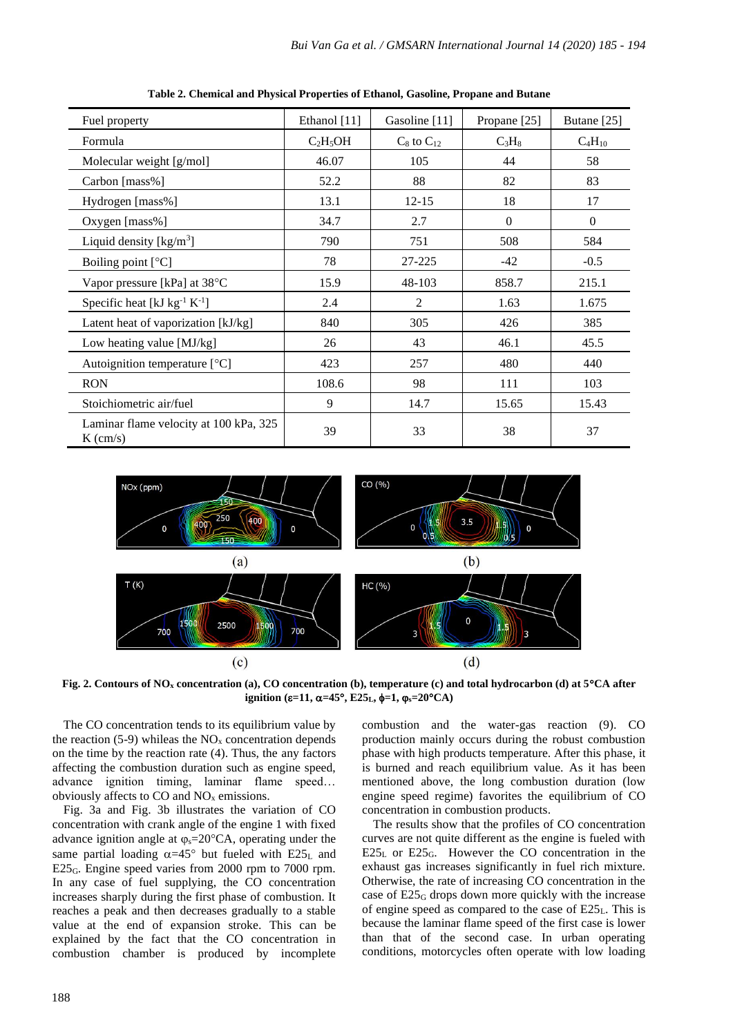**Table 2. Chemical and Physical Properties of Ethanol, Gasoline, Propane and Butane**

| Fuel property | Ethanol [11] | Gasoline [11] | Propane [25] | Butane [25] |
|---|---|---|---|---|
| Formula | $C_2H_5OH$ | $C_8$ to $C_{12}$ | $C_3H_8$ | $C_4H_{10}$ |
| Molecular weight [g/mol] | 46.07 | 105 | 44 | 58 |
| Carbon [mass%] | 52.2 | 88 | 82 | 83 |
| Hydrogen [mass%] | 13.1 | 12-15 | 18 | 17 |
| Oxygen [mass%] | 34.7 | 2.7 | 0 | 0 |
| Liquid density [kg/m$^3$] | 790 | 751 | 508 | 584 |
| Boiling point [°C] | 78 | 27-225 | -42 | -0.5 |
| Vapor pressure [kPa] at 38°C | 15.9 | 48-103 | 858.7 | 215.1 |
| Specific heat [kJ kg$^{-1}$ K$^{-1}$] | 2.4 | 2 | 1.63 | 1.675 |
| Latent heat of vaporization [kJ/kg] | 840 | 305 | 426 | 385 |
| Low heating value [MJ/kg] | 26 | 43 | 46.1 | 45.5 |
| Autoignition temperature [°C] | 423 | 257 | 480 | 440 |
| RON | 108.6 | 98 | 111 | 103 |
| Stoichiometric air/fuel | 9 | 14.7 | 15.65 | 15.43 |
| Laminar flame velocity at 100 kPa, 325 K (cm/s) | 39 | 33 | 38 | 37 |

NOx (ppm)
150
250
400
400
0
0
150

(a)

CO (%)
0
1.5
3.5
1.5
0
0.5
0.5

(b)

T (K)
700
1500
2500
1500
700

(c)

HC (%)
3
1.5
0
1.5
3

(d)

**Fig. 2. Contours of $NO_x$ concentration (a), CO concentration (b), temperature (c) and total hydrocarbon (d) at 5°CA after ignition ($\varepsilon$=11, $\alpha$=45°, E25$_L$, $\phi$=1, $\varphi_s$=20°CA)**

The CO concentration tends to its equilibrium value by the reaction (5-9) whileas the $NO_x$ concentration depends on the time by the reaction rate (4). Thus, the any factors affecting the combustion duration such as engine speed, advance ignition timing, laminar flame speed… obviously affects to CO and $NO_x$ emissions.

Fig. 3a and Fig. 3b illustrates the variation of CO concentration with crank angle of the engine 1 with fixed advance ignition angle at $\varphi_s$=20°CA, operating under the same partial loading $\alpha$=45° but fueled with E25$_L$ and E25$_G$. Engine speed varies from 2000 rpm to 7000 rpm. In any case of fuel supplying, the CO concentration increases sharply during the first phase of combustion. It reaches a peak and then decreases gradually to a stable value at the end of expansion stroke. This can be explained by the fact that the CO concentration in combustion chamber is produced by incomplete combustion and the water-gas reaction (9). CO production mainly occurs during the robust combustion phase with high products temperature. After this phase, it is burned and reach equilibrium value. As it has been mentioned above, the long combustion duration (low engine speed regime) favorites the equilibrium of CO concentration in combustion products.

The results show that the profiles of CO concentration curves are not quite different as the engine is fueled with E25$_L$ or E25$_G$. However the CO concentration in the exhaust gas increases significantly in fuel rich mixture. Otherwise, the rate of increasing CO concentration in the case of E25$_G$ drops down more quickly with the increase of engine speed as compared to the case of E25$_L$. This is because the laminar flame speed of the first case is lower than that of the second case. In urban operating conditions, motorcycles often operate with low loading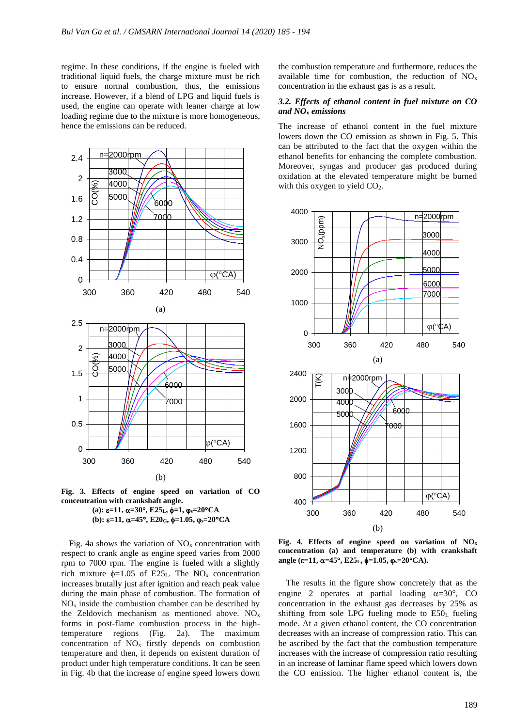regime. In these conditions, if the engine is fueled with traditional liquid fuels, the charge mixture must be rich to ensure normal combustion, thus, the emissions increase. However, if a blend of LPG and liquid fuels is used, the engine can operate with leaner charge at low loading regime due to the mixture is more homogeneous, hence the emissions can be reduced.

2.4
2
1.6
1.2
0.8
0.4
0
CO(%)
n=2000rpm
3000
4000
5000
6000
7000
φ(°CA)
300
360
420
480
540

(a)

2.5
2
1.5
1
0.5
0
CO(%)
n=2000rpm
3000
4000
5000
6000
7000
φ(°CA)
300
360
420
480
540

(b)

**Fig. 3. Effects of engine speed on variation of CO concentration with crankshaft angle.**
**(a): ε=11, α=30°, E25$_L$, ϕ=1, φ$_s$=20°CA**
**(b): ε=11, α=45°, E20$_G$, ϕ=1.05, φ$_s$=20°CA**

Fig. 4a shows the variation of $NO_x$ concentration with respect to crank angle as engine speed varies from 2000 rpm to 7000 rpm. The engine is fueled with a slightly rich mixture $\phi$=1.05 of E25$_L$. The $NO_x$ concentration increases brutally just after ignition and reach peak value during the main phase of combustion. The formation of $NO_x$ inside the combustion chamber can be described by the Zeldovich mechanism as mentioned above. $NO_x$ forms in post-flame combustion process in the high-temperature regions (Fig. 2a). The maximum concentration of $NO_x$ firstly depends on combustion temperature and then, it depends on existent duration of product under high temperature conditions. It can be seen in Fig. 4b that the increase of engine speed lowers down the combustion temperature and furthermore, reduces the available time for combustion, the reduction of $NO_x$ concentration in the exhaust gas is as a result.

### *3.2. Effects of ethanol content in fuel mixture on CO and $NO_x$ emissions*

The increase of ethanol content in the fuel mixture lowers down the CO emission as shown in Fig. 5. This can be attributed to the fact that the oxygen within the ethanol benefits for enhancing the complete combustion. Moreover, syngas and producer gas produced during oxidation at the elevated temperature might be burned with this oxygen to yield $CO_2$.

4000
3000
2000
1000
0
NO$_x$(ppm)
n=2000rpm
3000
4000
5000
6000
7000
φ(°CA)
300
360
420
480
540

(a)

2400
2000
1600
1200
800
400
T(K)
n=2000rpm
3000
4000
5000
6000
7000
φ(°CA)
300
360
420
480
540

(b)

**Fig. 4. Effects of engine speed on variation of $NO_x$ concentration (a) and temperature (b) with crankshaft angle (ε=11, α=45°, E25$_L$, ϕ=1.05, φ$_s$=20°CA).**

The results in the figure show concretely that as the engine 2 operates at partial loading α=30°, CO concentration in the exhaust gas decreases by 25% as shifting from sole LPG fueling mode to E50$_L$ fueling mode. At a given ethanol content, the CO concentration decreases with an increase of compression ratio. This can be ascribed by the fact that the combustion temperature increases with the increase of compression ratio resulting in an increase of laminar flame speed which lowers down the CO emission. The higher ethanol content is, the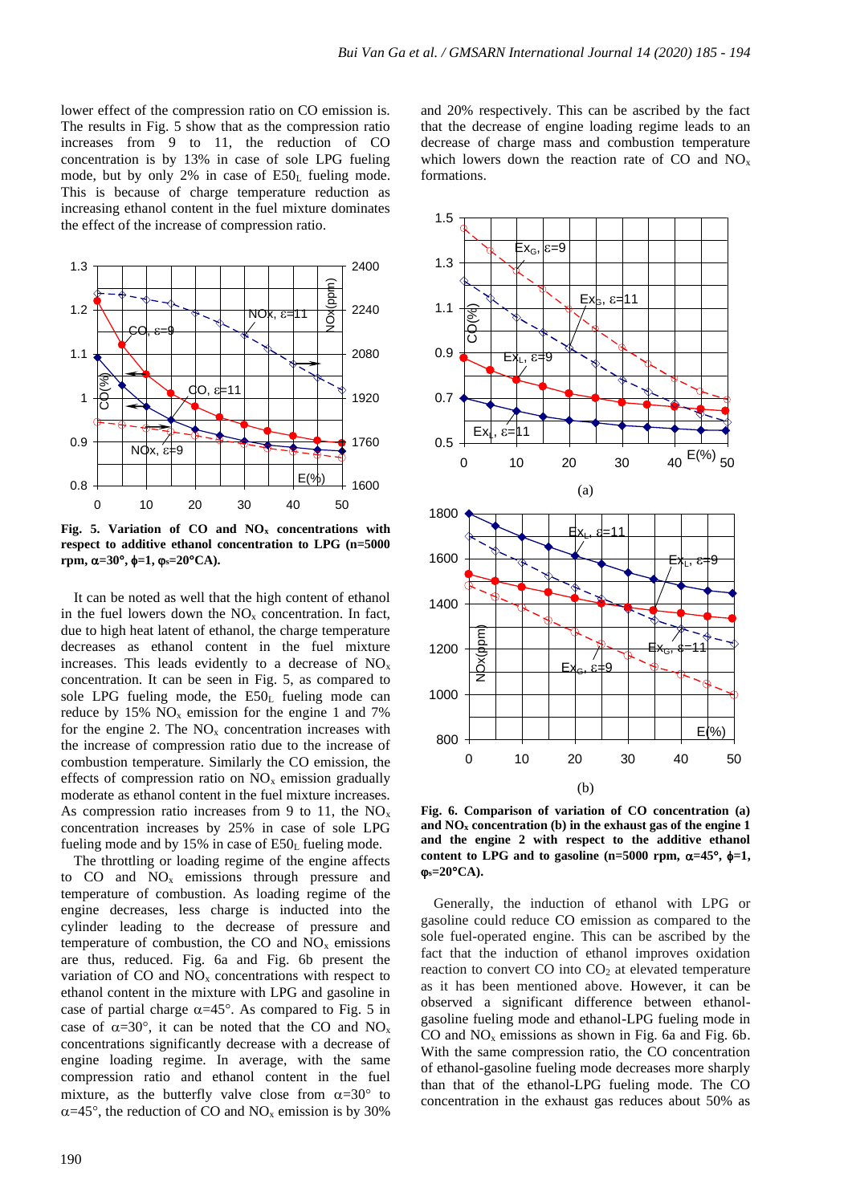lower effect of the compression ratio on CO emission is. The results in Fig. 5 show that as the compression ratio increases from 9 to 11, the reduction of CO concentration is by 13% in case of sole LPG fueling mode, but by only 2% in case of $E50_L$ fueling mode. This is because of charge temperature reduction as increasing ethanol content in the fuel mixture dominates the effect of the increase of compression ratio.

1.3
1.2
1.1
1
0.9
0.8
CO(%)
2400
2240
2080
1920
1760
1600
NOx(ppm)
NOx, ε=11
CO, ε=9
CO, ε=11
NOx, ε=9
E(%)
0 10 20 30 40 50

**Fig. 5. Variation of CO and $NO_x$ concentrations with respect to additive ethanol concentration to LPG (n=5000 rpm, $\alpha$=30°, $\phi$=1, $\varphi_s$=20°CA).**

It can be noted as well that the high content of ethanol in the fuel lowers down the $NO_x$ concentration. In fact, due to high heat latent of ethanol, the charge temperature decreases as ethanol content in the fuel mixture increases. This leads evidently to a decrease of $NO_x$ concentration. It can be seen in Fig. 5, as compared to sole LPG fueling mode, the $E50_L$ fueling mode can reduce by 15% $NO_x$ emission for the engine 1 and 7% for the engine 2. The $NO_x$ concentration increases with the increase of compression ratio due to the increase of combustion temperature. Similarly the CO emission, the effects of compression ratio on $NO_x$ emission gradually moderate as ethanol content in the fuel mixture increases. As compression ratio increases from 9 to 11, the $NO_x$ concentration increases by 25% in case of sole LPG fueling mode and by 15% in case of $E50_L$ fueling mode.

The throttling or loading regime of the engine affects to CO and $NO_x$ emissions through pressure and temperature of combustion. As loading regime of the engine decreases, less charge is inducted into the cylinder leading to the decrease of pressure and temperature of combustion, the CO and $NO_x$ emissions are thus, reduced. Fig. 6a and Fig. 6b present the variation of CO and $NO_x$ concentrations with respect to ethanol content in the mixture with LPG and gasoline in case of partial charge $\alpha$=45°. As compared to Fig. 5 in case of $\alpha$=30°, it can be noted that the CO and $NO_x$ concentrations significantly decrease with a decrease of engine loading regime. In average, with the same compression ratio and ethanol content in the fuel mixture, as the butterfly valve close from $\alpha$=30° to $\alpha$=45°, the reduction of CO and $NO_x$ emission is by 30% and 20% respectively. This can be ascribed by the fact that the decrease of engine loading regime leads to an decrease of charge mass and combustion temperature which lowers down the reaction rate of CO and $NO_x$ formations.

1.5
1.3
1.1
0.9
0.7
0.5
CO(%)
$Ex_G$, ε=9
$Ex_G$, ε=11
$Ex_L$, ε=9
$Ex_L$, ε=11
E(%)
0 10 20 30 40 50
(a)

1800
1600
1400
1200
1000
800
NOx(ppm)
$Ex_L$, ε=11
$Ex_L$, ε=9
$Ex_G$, ε=11
$Ex_G$, ε=9
E(%)
0 10 20 30 40 50
(b)

**Fig. 6. Comparison of variation of CO concentration (a) and $NO_x$ concentration (b) in the exhaust gas of the engine 1 and the engine 2 with respect to the additive ethanol content to LPG and to gasoline (n=5000 rpm, $\alpha$=45°, $\phi$=1, $\varphi_s$=20°CA).**

Generally, the induction of ethanol with LPG or gasoline could reduce CO emission as compared to the sole fuel-operated engine. This can be ascribed by the fact that the induction of ethanol improves oxidation reaction to convert CO into $CO_2$ at elevated temperature as it has been mentioned above. However, it can be observed a significant difference between ethanol-gasoline fueling mode and ethanol-LPG fueling mode in CO and $NO_x$ emissions as shown in Fig. 6a and Fig. 6b. With the same compression ratio, the CO concentration of ethanol-gasoline fueling mode decreases more sharply than that of the ethanol-LPG fueling mode. The CO concentration in the exhaust gas reduces about 50% as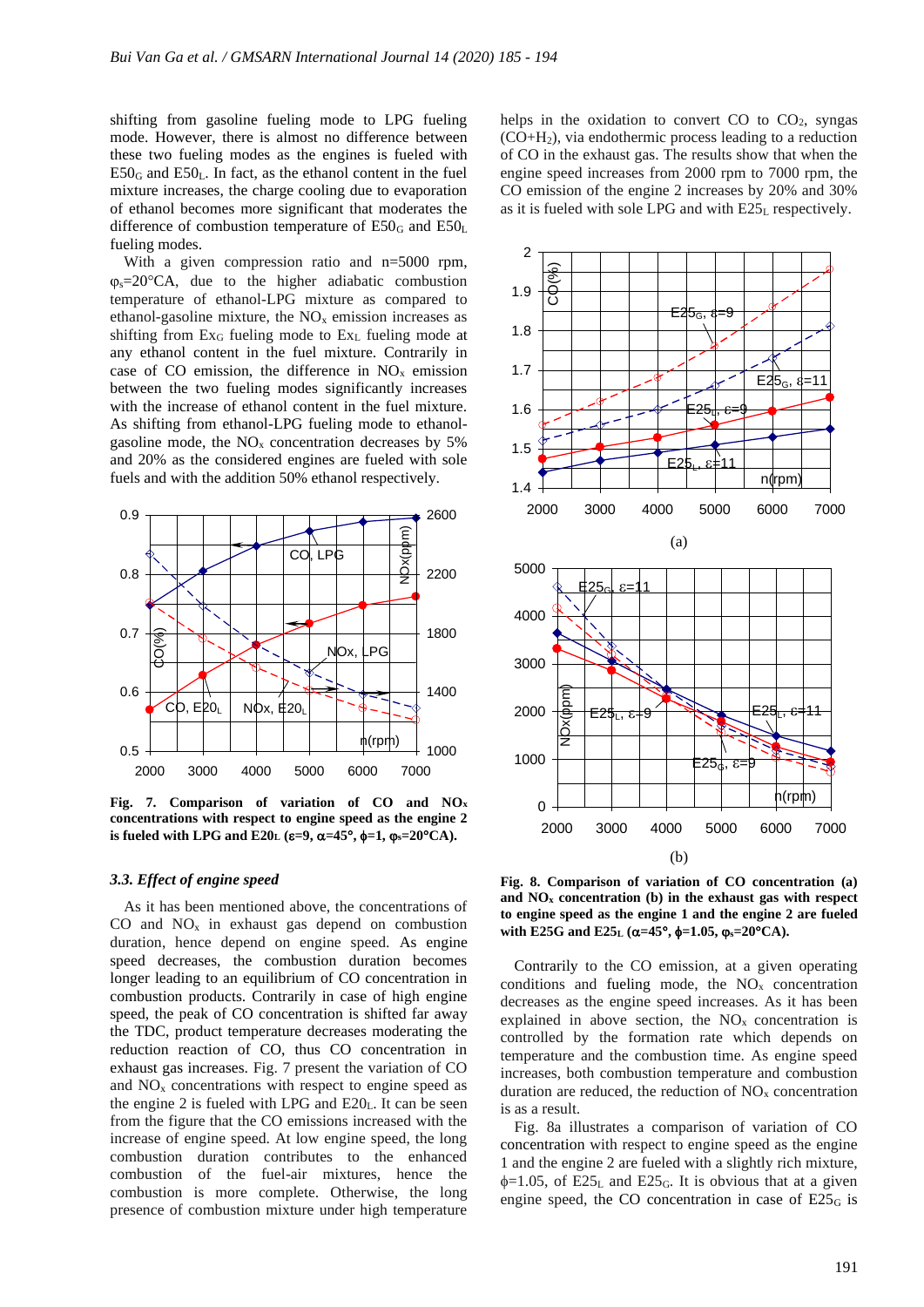shifting from gasoline fueling mode to LPG fueling mode. However, there is almost no difference between these two fueling modes as the engines is fueled with $E50_G$ and $E50_L$. In fact, as the ethanol content in the fuel mixture increases, the charge cooling due to evaporation of ethanol becomes more significant that moderates the difference of combustion temperature of $E50_G$ and $E50_L$ fueling modes.

With a given compression ratio and n=5000 rpm, $\varphi_s$=20°CA, due to the higher adiabatic combustion temperature of ethanol-LPG mixture as compared to ethanol-gasoline mixture, the $NO_x$ emission increases as shifting from $Ex_G$ fueling mode to $Ex_L$ fueling mode at any ethanol content in the fuel mixture. Contrarily in case of CO emission, the difference in $NO_x$ emission between the two fueling modes significantly increases with the increase of ethanol content in the fuel mixture. As shifting from ethanol-LPG fueling mode to ethanol-gasoline mode, the $NO_x$ concentration decreases by 5% and 20% as the considered engines are fueled with sole fuels and with the addition 50% ethanol respectively.

0.9
0.8
0.7
0.6
0.5
CO(%)
2600
2200
1800
1400
1000
NOx(ppm)
CO, LPG
NOx, LPG
CO, E20L
NOx, E20L
n(rpm)
2000 3000 4000 5000 6000 7000

**Fig. 7. Comparison of variation of CO and $NO_x$ concentrations with respect to engine speed as the engine 2 is fueled with LPG and $E20_L$ ($\varepsilon$=9, $\alpha$=45°, $\phi$=1, $\varphi_s$=20°CA).**

### *3.3. Effect of engine speed*

As it has been mentioned above, the concentrations of CO and $NO_x$ in exhaust gas depend on combustion duration, hence depend on engine speed. As engine speed decreases, the combustion duration becomes longer leading to an equilibrium of CO concentration in combustion products. Contrarily in case of high engine speed, the peak of CO concentration is shifted far away the TDC, product temperature decreases moderating the reduction reaction of CO, thus CO concentration in exhaust gas increases. Fig. 7 present the variation of CO and $NO_x$ concentrations with respect to engine speed as the engine 2 is fueled with LPG and $E20_L$. It can be seen from the figure that the CO emissions increased with the increase of engine speed. At low engine speed, the long combustion duration contributes to the enhanced combustion of the fuel-air mixtures, hence the combustion is more complete. Otherwise, the long presence of combustion mixture under high temperature helps in the oxidation to convert CO to $CO_2$, syngas ($CO+H_2$), via endothermic process leading to a reduction of CO in the exhaust gas. The results show that when the engine speed increases from 2000 rpm to 7000 rpm, the CO emission of the engine 2 increases by 20% and 30% as it is fueled with sole LPG and with $E25_L$ respectively.

2
1.9
1.8
1.7
1.6
1.5
1.4
CO(%)
E25G, ε=9
E25G, ε=11
E25L, ε=9
E25L, ε=11
n(rpm)
2000 3000 4000 5000 6000 7000
(a)

5000
4000
3000
2000
1000
0
NOx(ppm)
E25G, ε=11
E25L, ε=9
E25L, ε=11
E25G, ε=9
n(rpm)
2000 3000 4000 5000 6000 7000
(b)

**Fig. 8. Comparison of variation of CO concentration (a) and $NO_x$ concentration (b) in the exhaust gas with respect to engine speed as the engine 1 and the engine 2 are fueled with E25G and $E25_L$ ($\alpha$=45°, $\phi$=1.05, $\varphi_s$=20°CA).**

Contrarily to the CO emission, at a given operating conditions and fueling mode, the $NO_x$ concentration decreases as the engine speed increases. As it has been explained in above section, the $NO_x$ concentration is controlled by the formation rate which depends on temperature and the combustion time. As engine speed increases, both combustion temperature and combustion duration are reduced, the reduction of $NO_x$ concentration is as a result.

Fig. 8a illustrates a comparison of variation of CO concentration with respect to engine speed as the engine 1 and the engine 2 are fueled with a slightly rich mixture, $\phi$=1.05, of $E25_L$ and $E25_G$. It is obvious that at a given engine speed, the CO concentration in case of $E25_G$ is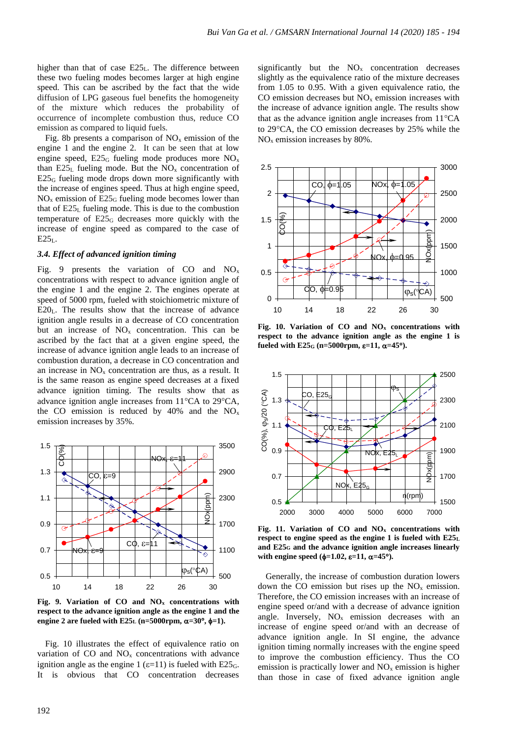higher than that of case $E25_L$. The difference between these two fueling modes becomes larger at high engine speed. This can be ascribed by the fact that the wide diffusion of LPG gaseous fuel benefits the homogeneity of the mixture which reduces the probability of occurrence of incomplete combustion thus, reduce CO emission as compared to liquid fuels.

Fig. 8b presents a comparison of $NO_x$ emission of the engine 1 and the engine 2. It can be seen that at low engine speed, $E25_G$ fueling mode produces more $NO_x$ than $E25_L$ fueling mode. But the $NO_x$ concentration of $E25_G$ fueling mode drops down more significantly with the increase of engines speed. Thus at high engine speed, $NO_x$ emission of $E25_G$ fueling mode becomes lower than that of $E25_L$ fueling mode. This is due to the combustion temperature of $E25_G$ decreases more quickly with the increase of engine speed as compared to the case of $E25_L$.

### *3.4. Effect of advanced ignition timing*

Fig. 9 presents the variation of CO and $NO_x$ concentrations with respect to advance ignition angle of the engine 1 and the engine 2. The engines operate at speed of 5000 rpm, fueled with stoichiometric mixture of $E20_L$. The results show that the increase of advance ignition angle results in a decrease of CO concentration but an increase of $NO_x$ concentration. This can be ascribed by the fact that at a given engine speed, the increase of advance ignition angle leads to an increase of combustion duration, a decrease in CO concentration and an increase in $NO_x$ concentration are thus, as a result. It is the same reason as engine speed decreases at a fixed advance ignition timing. The results show that as advance ignition angle increases from 11°CA to 29°CA, the CO emission is reduced by 40% and the $NO_x$ emission increases by 35%.

1.5
1.3
1.1
0.9
0.7
0.5
CO(%)
NOx, ε=11
CO, ε=9
NOx(ppm)
NOx, ε=9
CO, ε=11
φs(°CA)
3500
2900
2300
1700
1100
500
10 14 18 22 26 30

**Fig. 9. Variation of CO and $NO_x$ concentrations with respect to the advance ignition angle as the engine 1 and the engine 2 are fueled with $E25_L$ (n=5000rpm, α=30°, ϕ=1).**

Fig. 10 illustrates the effect of equivalence ratio on variation of CO and $NO_x$ concentrations with advance ignition angle as the engine 1 (ε=11) is fueled with $E25_G$. It is obvious that CO concentration decreases significantly but the $NO_x$ concentration decreases slightly as the equivalence ratio of the mixture decreases from 1.05 to 0.95. With a given equivalence ratio, the CO emission decreases but $NO_x$ emission increases with the increase of advance ignition angle. The results show that as the advance ignition angle increases from 11°CA to 29°CA, the CO emission decreases by 25% while the $NO_x$ emission increases by 80%.

2.5
2
1.5
1
0.5
0
CO, ϕ=1.05
NOx, ϕ=1.05
CO(%)
NOx(ppm)
NOx, ϕ=0.95
CO, ϕ=0.95
φs(°CA)
3000
2500
2000
1500
1000
500
10 14 18 22 26 30

**Fig. 10. Variation of CO and $NO_x$ concentrations with respect to the advance ignition angle as the engine 1 is fueled with $E25_G$ (n=5000rpm, ε=11, α=45°).**

1.5
1.3
1.1
0.9
0.7
0.5
CO(%), φs/20 (°CA)
CO, E25G
φs
CO, E25L
NOx, E25L
NOx(ppm)
NOx, E25G
n(rpm)
2500
2300
2100
1900
1700
1500
2000 3000 4000 5000 6000 7000

**Fig. 11. Variation of CO and $NO_x$ concentrations with respect to engine speed as the engine 1 is fueled with $E25_L$ and $E25_G$ and the advance ignition angle increases linearly with engine speed (ϕ=1.02, ε=11, α=45°).**

Generally, the increase of combustion duration lowers down the CO emission but rises up the $NO_x$ emission. Therefore, the CO emission increases with an increase of engine speed or/and with a decrease of advance ignition angle. Inversely, $NO_x$ emission decreases with an increase of engine speed or/and with an decrease of advance ignition angle. In SI engine, the advance ignition timing normally increases with the engine speed to improve the combustion efficiency. Thus the CO emission is practically lower and $NO_x$ emission is higher than those in case of fixed advance ignition angle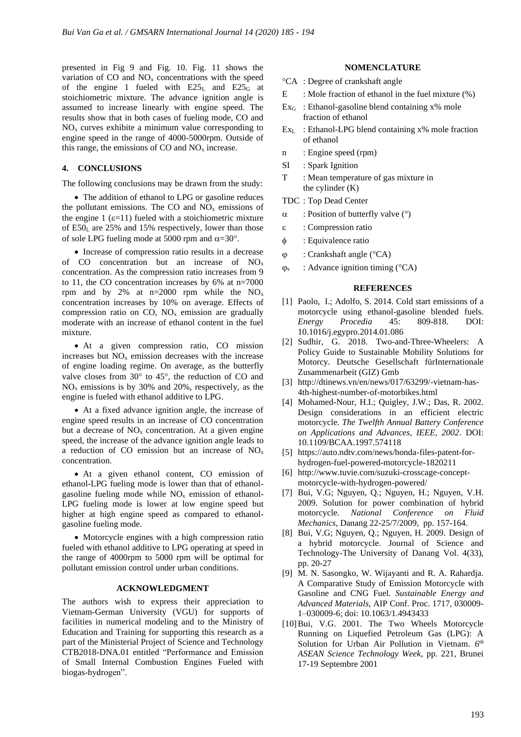presented in Fig 9 and Fig. 10. Fig. 11 shows the variation of CO and $NO_x$ concentrations with the speed of the engine 1 fueled with $E25_L$ and $E25_G$ at stoichiometric mixture. The advance ignition angle is assumed to increase linearly with engine speed. The results show that in both cases of fueling mode, CO and $NO_x$ curves exhibite a minimum value corresponding to engine speed in the range of 4000-5000rpm. Outside of this range, the emissions of CO and $NO_x$ increase.

## 4. CONCLUSIONS

The following conclusions may be drawn from the study:

- The addition of ethanol to LPG or gasoline reduces the pollutant emissions. The CO and $NO_x$ emissions of the engine 1 ($\varepsilon$=11) fueled with a stoichiometric mixture of $E50_L$ are 25% and 15% respectively, lower than those of sole LPG fueling mode at 5000 rpm and $\alpha$=30°.

- Increase of compression ratio results in a decrease of CO concentration but an increase of $NO_x$ concentration. As the compression ratio increases from 9 to 11, the CO concentration increases by 6% at n=7000 rpm and by 2% at n=2000 rpm while the $NO_x$ concentration increases by 10% on average. Effects of compression ratio on CO, $NO_x$ emission are gradually moderate with an increase of ethanol content in the fuel mixture.

- At a given compression ratio, CO mission increases but $NO_x$ emission decreases with the increase of engine loading regime. On average, as the butterfly valve closes from 30° to 45°, the reduction of CO and $NO_x$ emissions is by 30% and 20%, respectively, as the engine is fueled with ethanol additive to LPG.

- At a fixed advance ignition angle, the increase of engine speed results in an increase of CO concentration but a decrease of $NO_x$ concentration. At a given engine speed, the increase of the advance ignition angle leads to a reduction of CO emission but an increase of $NO_x$ concentration.

- At a given ethanol content, CO emission of ethanol-LPG fueling mode is lower than that of ethanol-gasoline fueling mode while $NO_x$ emission of ethanol-LPG fueling mode is lower at low engine speed but higher at high engine speed as compared to ethanol-gasoline fueling mode.

- Motorcycle engines with a high compression ratio fueled with ethanol additive to LPG operating at speed in the range of 4000rpm to 5000 rpm will be optimal for pollutant emission control under urban conditions.

## ACKNOWLEDGMENT

The authors wish to express their appreciation to Vietnam-German University (VGU) for supports of facilities in numerical modeling and to the Ministry of Education and Training for supporting this research as a part of the Ministerial Project of Science and Technology CTB2018-DNA.01 entitled "Performance and Emission of Small Internal Combustion Engines Fueled with biogas-hydrogen".

## NOMENCLATURE

°CA : Degree of crankshaft angle

E : Mole fraction of ethanol in the fuel mixture (%)

$Ex_G$ : Ethanol-gasoline blend containing x% mole fraction of ethanol

$Ex_L$ : Ethanol-LPG blend containing x% mole fraction of ethanol

n : Engine speed (rpm)

SI : Spark Ignition

T : Mean temperature of gas mixture in the cylinder (K)

TDC : Top Dead Center

$\alpha$ : Position of butterfly valve (°)

$\varepsilon$ : Compression ratio

$\phi$ : Equivalence ratio

$\varphi$ : Crankshaft angle (°CA)

$\varphi_s$ : Advance ignition timing (°CA)

## REFERENCES

[1] Paolo, I.; Adolfo, S. 2014. Cold start emissions of a motorcycle using ethanol-gasoline blended fuels. *Energy Procedia* 45: 809-818. DOI: 10.1016/j.egypro.2014.01.086

[2] Sudhir, G. 2018. Two-and-Three-Wheelers: A Policy Guide to Sustainable Mobility Solutions for Motorcy. Deutsche Gesellschaft fürInternationale Zusammenarbeit (GIZ) Gmb

[3] http://dtinews.vn/en/news/017/63299/-vietnam-has-4th-highest-number-of-motorbikes.html

[4] Mohamed-Nour, H.I.; Quigley, J.W.; Das, R. 2002. Design considerations in an efficient electric motorcycle. *The Twelfth Annual Battery Conference on Applications and Advances, IEEE, 2002*. DOI: 10.1109/BCAA.1997.574118

[5] https://auto.ndtv.com/news/honda-files-patent-for-hydrogen-fuel-powered-motorcycle-1820211

[6] http://www.tuvie.com/suzuki-crosscage-concept-motorcycle-with-hydrogen-powered/

[7] Bui, V.G; Nguyen, Q.; Nguyen, H.; Nguyen, V.H. 2009. Solution for power combination of hybrid motorcycle. *National Conference on Fluid Mechanics*, Danang 22-25/7/2009, pp. 157-164.

[8] Bui, V.G; Nguyen, Q.; Nguyen, H. 2009. Design of a hybrid motorcycle. Journal of Science and Technology-The University of Danang Vol. 4(33), pp. 20-27

[9] M. N. Sasongko, W. Wijayanti and R. A. Rahardja. A Comparative Study of Emission Motorcycle with Gasoline and CNG Fuel. *Sustainable Energy and Advanced Materials*, AIP Conf. Proc. 1717, 030009-1–030009-6; doi: 10.1063/1.4943433

[10] Bui, V.G. 2001. The Two Wheels Motorcycle Running on Liquefied Petroleum Gas (LPG): A Solution for Urban Air Pollution in Vietnam. *6th ASEAN Science Technology Week*, pp. 221, Brunei 17-19 Septembre 2001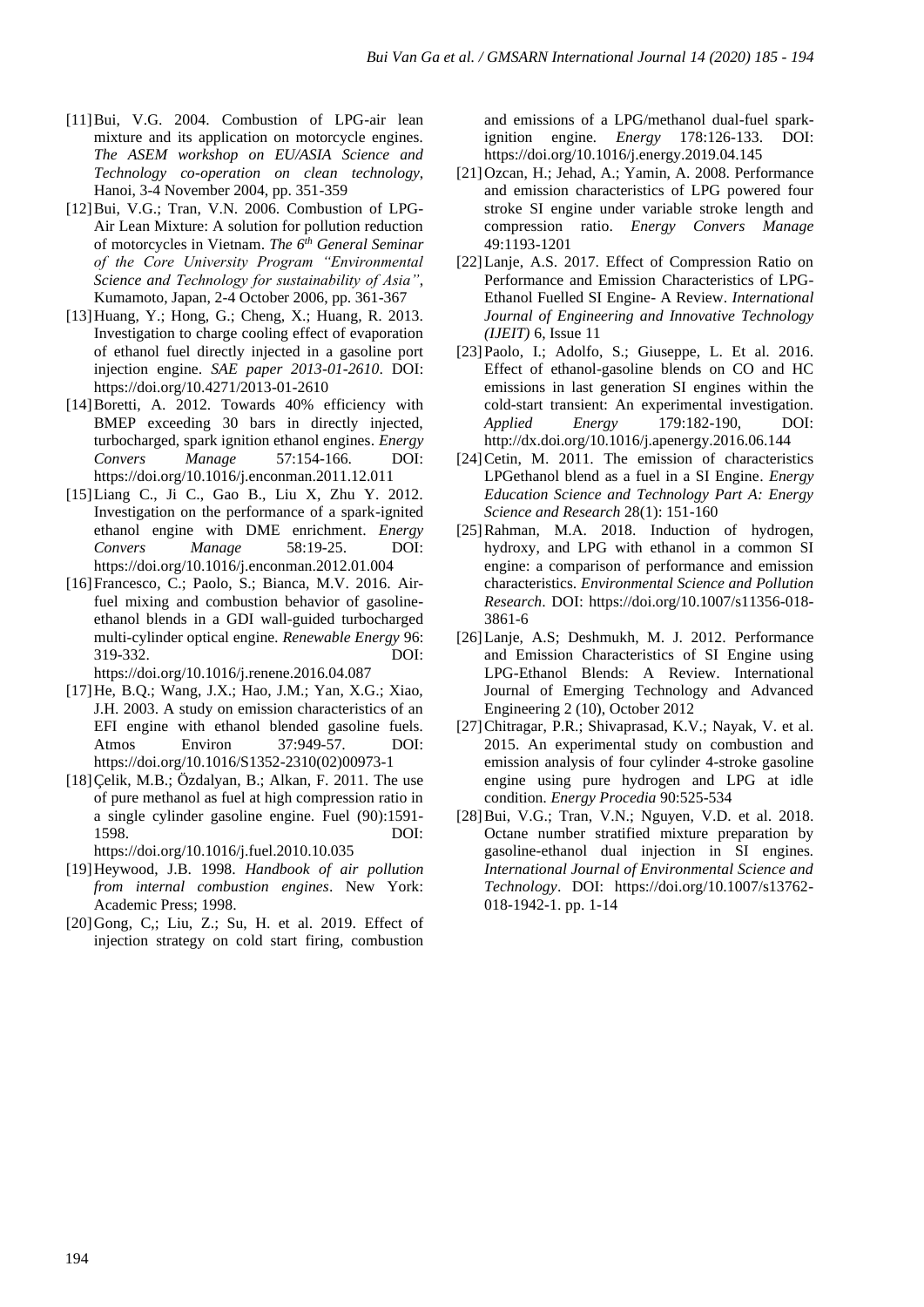[11] Bui, V.G. 2004. Combustion of LPG-air lean mixture and its application on motorcycle engines. *The ASEM workshop on EU/ASIA Science and Technology co-operation on clean technology*, Hanoi, 3-4 November 2004, pp. 351-359

[12] Bui, V.G.; Tran, V.N. 2006. Combustion of LPG-Air Lean Mixture: A solution for pollution reduction of motorcycles in Vietnam. *The 6th General Seminar of the Core University Program "Environmental Science and Technology for sustainability of Asia"*, Kumamoto, Japan, 2-4 October 2006, pp. 361-367

[13] Huang, Y.; Hong, G.; Cheng, X.; Huang, R. 2013. Investigation to charge cooling effect of evaporation of ethanol fuel directly injected in a gasoline port injection engine. *SAE paper 2013-01-2610*. DOI: https://doi.org/10.4271/2013-01-2610

[14] Boretti, A. 2012. Towards 40% efficiency with BMEP exceeding 30 bars in directly injected, turbocharged, spark ignition ethanol engines. *Energy Convers Manage* 57:154-166. DOI: https://doi.org/10.1016/j.enconman.2011.12.011

[15] Liang C., Ji C., Gao B., Liu X, Zhu Y. 2012. Investigation on the performance of a spark-ignited ethanol engine with DME enrichment. *Energy Convers Manage* 58:19-25. DOI: https://doi.org/10.1016/j.enconman.2012.01.004

[16] Francesco, C.; Paolo, S.; Bianca, M.V. 2016. Air-fuel mixing and combustion behavior of gasoline-ethanol blends in a GDI wall-guided turbocharged multi-cylinder optical engine. *Renewable Energy* 96: 319-332. DOI: https://doi.org/10.1016/j.renene.2016.04.087

[17] He, B.Q.; Wang, J.X.; Hao, J.M.; Yan, X.G.; Xiao, J.H. 2003. A study on emission characteristics of an EFI engine with ethanol blended gasoline fuels. Atmos Environ 37:949-57. DOI: https://doi.org/10.1016/S1352-2310(02)00973-1

[18] Çelik, M.B.; Özdalyan, B.; Alkan, F. 2011. The use of pure methanol as fuel at high compression ratio in a single cylinder gasoline engine. Fuel (90):1591-1598. DOI: https://doi.org/10.1016/j.fuel.2010.10.035

[19] Heywood, J.B. 1998. *Handbook of air pollution from internal combustion engines*. New York: Academic Press; 1998.

[20] Gong, C,; Liu, Z.; Su, H. et al. 2019. Effect of injection strategy on cold start firing, combustion and emissions of a LPG/methanol dual-fuel spark-ignition engine. *Energy* 178:126-133. DOI: https://doi.org/10.1016/j.energy.2019.04.145

[21] Ozcan, H.; Jehad, A.; Yamin, A. 2008. Performance and emission characteristics of LPG powered four stroke SI engine under variable stroke length and compression ratio. *Energy Convers Manage* 49:1193-1201

[22] Lanje, A.S. 2017. Effect of Compression Ratio on Performance and Emission Characteristics of LPG-Ethanol Fuelled SI Engine- A Review. *International Journal of Engineering and Innovative Technology (IJEIT)* 6, Issue 11

[23] Paolo, I.; Adolfo, S.; Giuseppe, L. Et al. 2016. Effect of ethanol-gasoline blends on CO and HC emissions in last generation SI engines within the cold-start transient: An experimental investigation. *Applied Energy* 179:182-190, DOI: http://dx.doi.org/10.1016/j.apenergy.2016.06.144

[24] Cetin, M. 2011. The emission of characteristics LPGethanol blend as a fuel in a SI Engine. *Energy Education Science and Technology Part A: Energy Science and Research* 28(1): 151-160

[25] Rahman, M.A. 2018. Induction of hydrogen, hydroxy, and LPG with ethanol in a common SI engine: a comparison of performance and emission characteristics. *Environmental Science and Pollution Research*. DOI: https://doi.org/10.1007/s11356-018-3861-6

[26] Lanje, A.S; Deshmukh, M. J. 2012. Performance and Emission Characteristics of SI Engine using LPG-Ethanol Blends: A Review. International Journal of Emerging Technology and Advanced Engineering 2 (10), October 2012

[27] Chitragar, P.R.; Shivaprasad, K.V.; Nayak, V. et al. 2015. An experimental study on combustion and emission analysis of four cylinder 4-stroke gasoline engine using pure hydrogen and LPG at idle condition. *Energy Procedia* 90:525-534

[28] Bui, V.G.; Tran, V.N.; Nguyen, V.D. et al. 2018. Octane number stratified mixture preparation by gasoline-ethanol dual injection in SI engines. *International Journal of Environmental Science and Technology*. DOI: https://doi.org/10.1007/s13762-018-1942-1. pp. 1-14